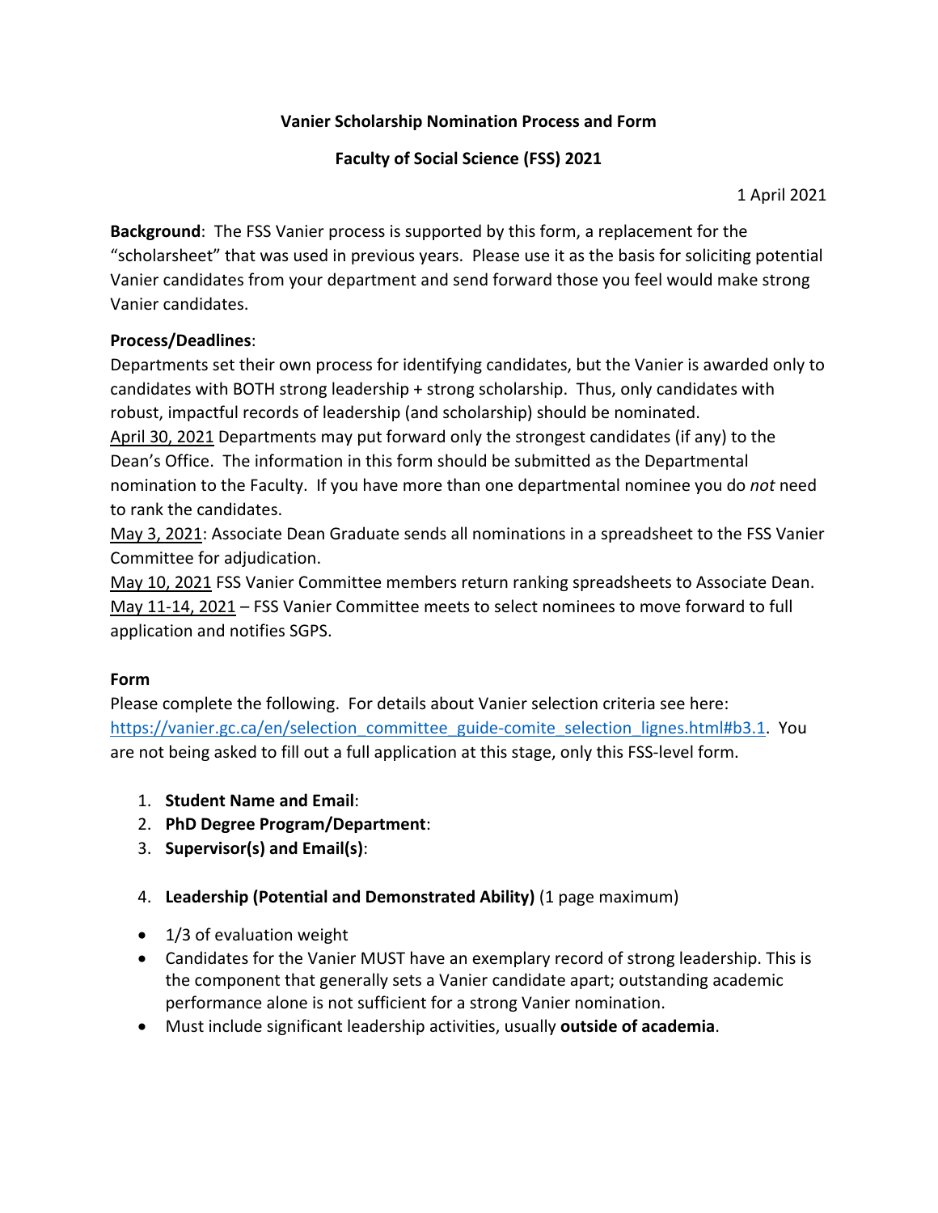# Vanier Scholarship Nomination Process and Form

## Faculty of Social Science (FSS) 2021

1 April 2021

**Background**: The FSS Vanier process is supported by this form, a replacement for the "scholarsheet" that was used in previous years. Please use it as the basis for soliciting potential Vanier candidates from your department and send forward those you feel would make strong Vanier candidates.

**Process/Deadlines**:
Departments set their own process for identifying candidates, but the Vanier is awarded only to candidates with BOTH strong leadership + strong scholarship. Thus, only candidates with robust, impactful records of leadership (and scholarship) should be nominated.
<u>April 30, 2021</u> Departments may put forward only the strongest candidates (if any) to the Dean's Office. The information in this form should be submitted as the Departmental nomination to the Faculty. If you have more than one departmental nominee you do *not* need to rank the candidates.
<u>May 3, 2021</u>: Associate Dean Graduate sends all nominations in a spreadsheet to the FSS Vanier Committee for adjudication.
<u>May 10, 2021</u> FSS Vanier Committee members return ranking spreadsheets to Associate Dean.
<u>May 11-14, 2021</u> – FSS Vanier Committee meets to select nominees to move forward to full application and notifies SGPS.

**Form**
Please complete the following. For details about Vanier selection criteria see here: [https://vanier.gc.ca/en/selection_committee_guide-comite_selection_lignes.html#b3.1](https://vanier.gc.ca/en/selection_committee_guide-comite_selection_lignes.html#b3.1). You are not being asked to fill out a full application at this stage, only this FSS-level form.

1. **Student Name and Email**:
2. **PhD Degree Program/Department**:
3. **Supervisor(s) and Email(s)**:

4. **Leadership (Potential and Demonstrated Ability)** (1 page maximum)

- 1/3 of evaluation weight
- Candidates for the Vanier MUST have an exemplary record of strong leadership. This is the component that generally sets a Vanier candidate apart; outstanding academic performance alone is not sufficient for a strong Vanier nomination.
- Must include significant leadership activities, usually **outside of academia**.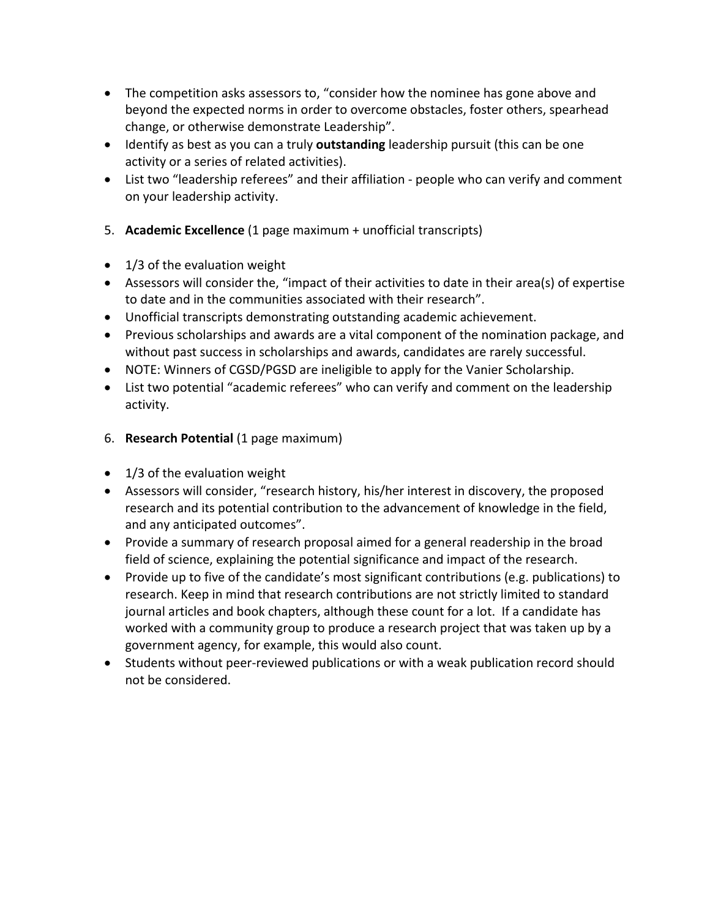- The competition asks assessors to, "consider how the nominee has gone above and beyond the expected norms in order to overcome obstacles, foster others, spearhead change, or otherwise demonstrate Leadership".
- Identify as best as you can a truly **outstanding** leadership pursuit (this can be one activity or a series of related activities).
- List two "leadership referees" and their affiliation - people who can verify and comment on your leadership activity.

5. **Academic Excellence** (1 page maximum + unofficial transcripts)

- 1/3 of the evaluation weight
- Assessors will consider the, "impact of their activities to date in their area(s) of expertise to date and in the communities associated with their research".
- Unofficial transcripts demonstrating outstanding academic achievement.
- Previous scholarships and awards are a vital component of the nomination package, and without past success in scholarships and awards, candidates are rarely successful.
- NOTE: Winners of CGSD/PGSD are ineligible to apply for the Vanier Scholarship.
- List two potential "academic referees" who can verify and comment on the leadership activity.

6. **Research Potential** (1 page maximum)

- 1/3 of the evaluation weight
- Assessors will consider, "research history, his/her interest in discovery, the proposed research and its potential contribution to the advancement of knowledge in the field, and any anticipated outcomes".
- Provide a summary of research proposal aimed for a general readership in the broad field of science, explaining the potential significance and impact of the research.
- Provide up to five of the candidate's most significant contributions (e.g. publications) to research. Keep in mind that research contributions are not strictly limited to standard journal articles and book chapters, although these count for a lot. If a candidate has worked with a community group to produce a research project that was taken up by a government agency, for example, this would also count.
- Students without peer-reviewed publications or with a weak publication record should not be considered.